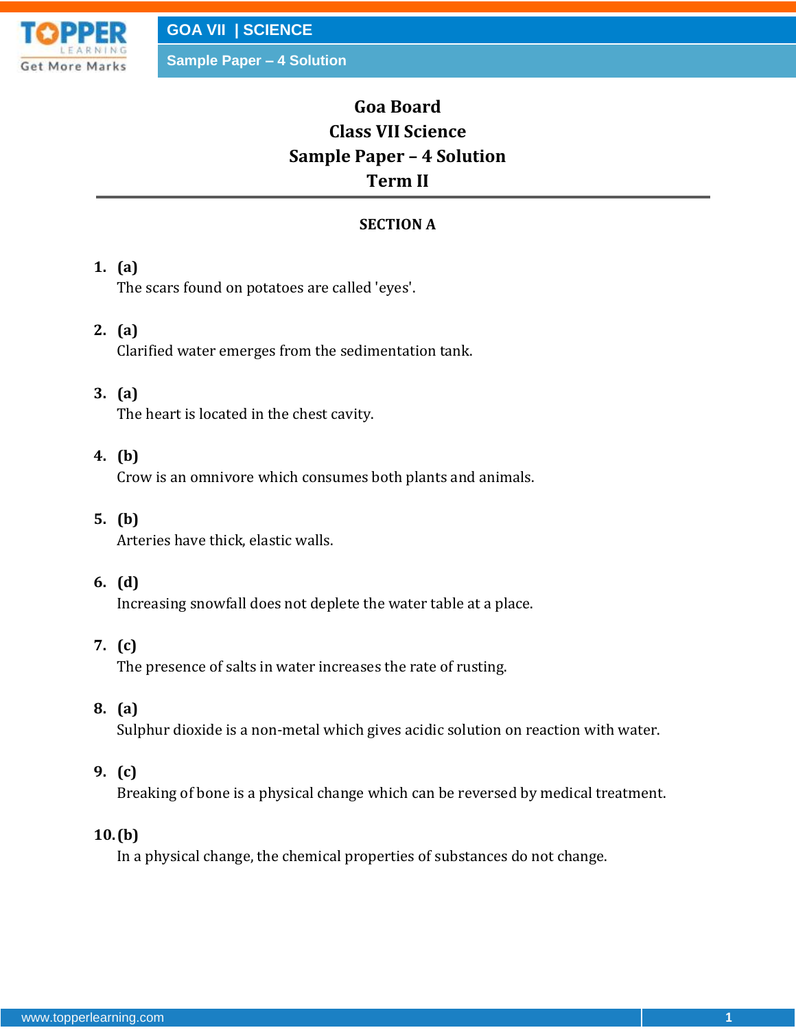# Goa Board
# Class VII Science
# Sample Paper – 4 Solution
# Term II

## SECTION A

**1. (a)**
The scars found on potatoes are called 'eyes'.

**2. (a)**
Clarified water emerges from the sedimentation tank.

**3. (a)**
The heart is located in the chest cavity.

**4. (b)**
Crow is an omnivore which consumes both plants and animals.

**5. (b)**
Arteries have thick, elastic walls.

**6. (d)**
Increasing snowfall does not deplete the water table at a place.

**7. (c)**
The presence of salts in water increases the rate of rusting.

**8. (a)**
Sulphur dioxide is a non-metal which gives acidic solution on reaction with water.

**9. (c)**
Breaking of bone is a physical change which can be reversed by medical treatment.

**10. (b)**
In a physical change, the chemical properties of substances do not change.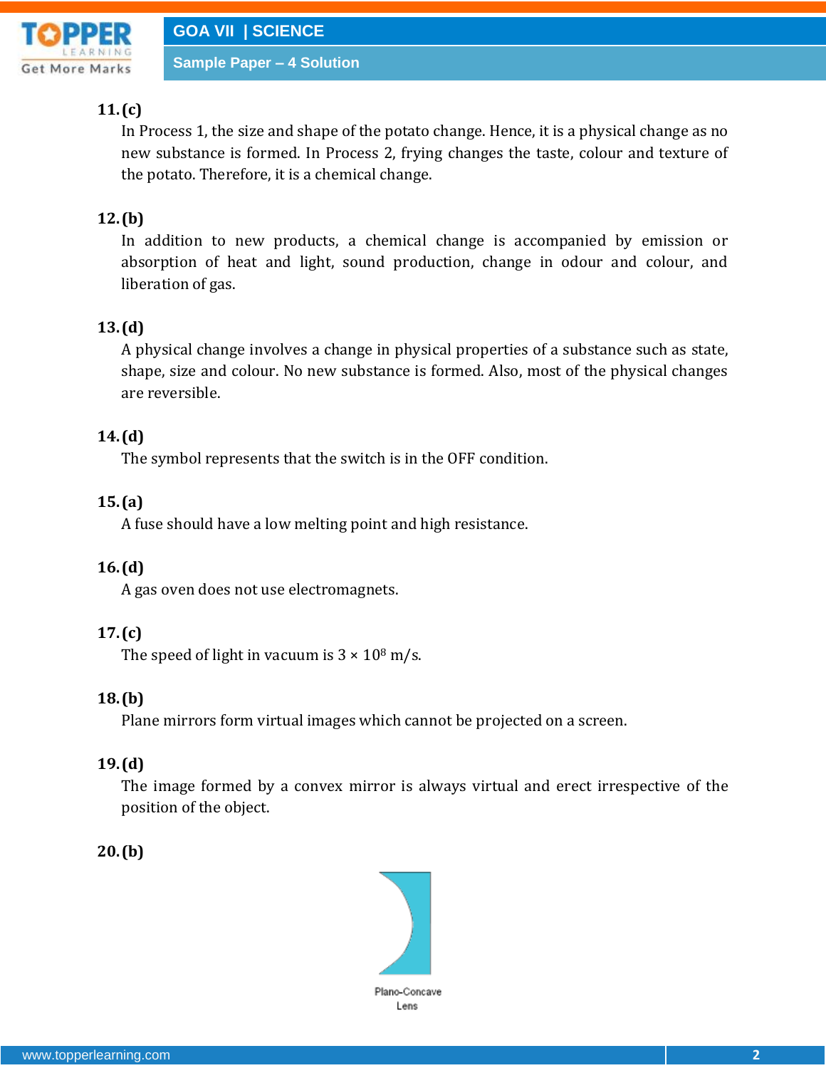**11. (c)**

In Process 1, the size and shape of the potato change. Hence, it is a physical change as no new substance is formed. In Process 2, frying changes the taste, colour and texture of the potato. Therefore, it is a chemical change.

**12. (b)**

In addition to new products, a chemical change is accompanied by emission or absorption of heat and light, sound production, change in odour and colour, and liberation of gas.

**13. (d)**

A physical change involves a change in physical properties of a substance such as state, shape, size and colour. No new substance is formed. Also, most of the physical changes are reversible.

**14. (d)**

The symbol represents that the switch is in the OFF condition.

**15. (a)**

A fuse should have a low melting point and high resistance.

**16. (d)**

A gas oven does not use electromagnets.

**17. (c)**

The speed of light in vacuum is $3 \times 10^8$ m/s.

**18. (b)**

Plane mirrors form virtual images which cannot be projected on a screen.

**19. (d)**

The image formed by a convex mirror is always virtual and erect irrespective of the position of the object.

**20. (b)**

Plano-Concave Lens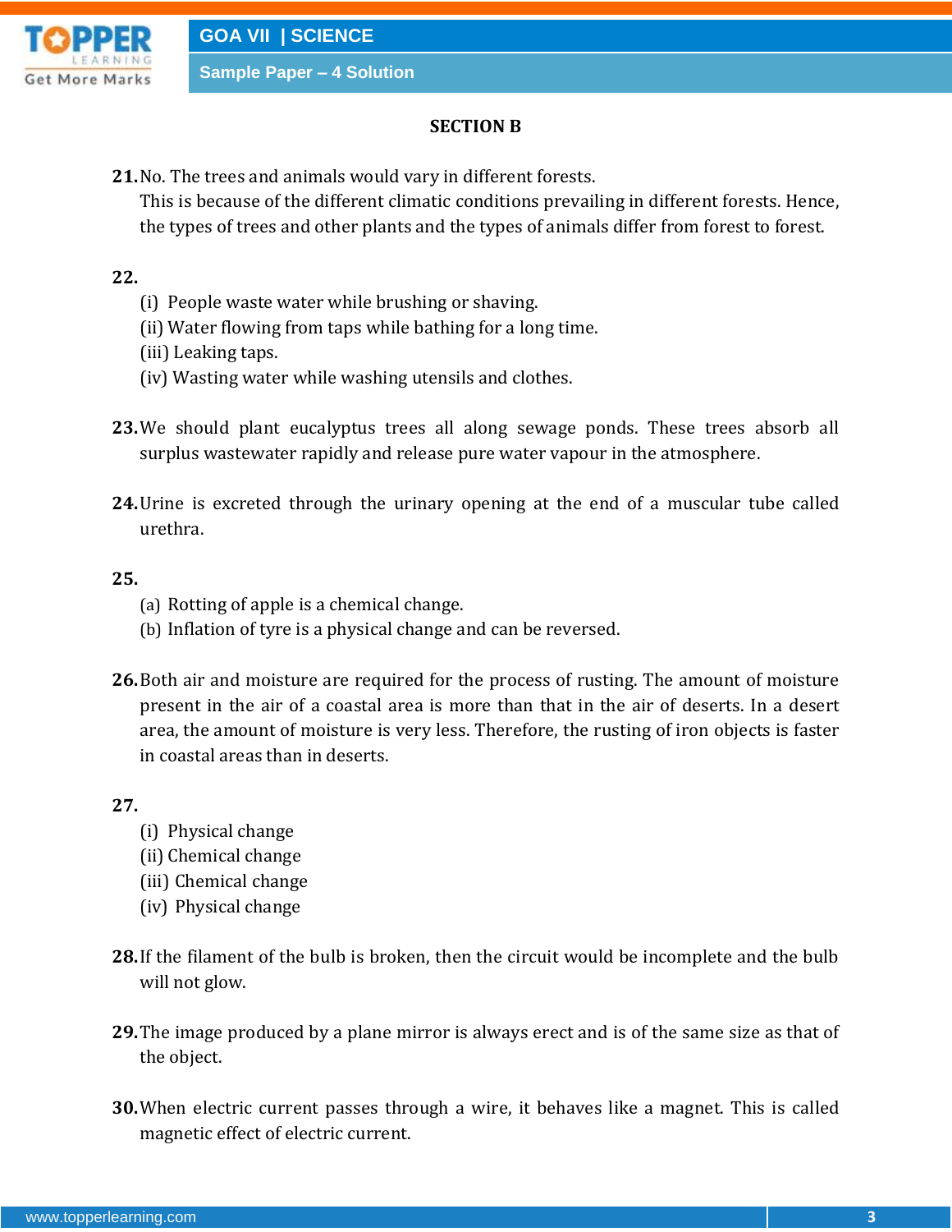## SECTION B

**21.** No. The trees and animals would vary in different forests.
This is because of the different climatic conditions prevailing in different forests. Hence, the types of trees and other plants and the types of animals differ from forest to forest.

**22.**
(i) People waste water while brushing or shaving.
(ii) Water flowing from taps while bathing for a long time.
(iii) Leaking taps.
(iv) Wasting water while washing utensils and clothes.

**23.** We should plant eucalyptus trees all along sewage ponds. These trees absorb all surplus wastewater rapidly and release pure water vapour in the atmosphere.

**24.** Urine is excreted through the urinary opening at the end of a muscular tube called urethra.

**25.**
(a) Rotting of apple is a chemical change.
(b) Inflation of tyre is a physical change and can be reversed.

**26.** Both air and moisture are required for the process of rusting. The amount of moisture present in the air of a coastal area is more than that in the air of deserts. In a desert area, the amount of moisture is very less. Therefore, the rusting of iron objects is faster in coastal areas than in deserts.

**27.**
(i) Physical change
(ii) Chemical change
(iii) Chemical change
(iv) Physical change

**28.** If the filament of the bulb is broken, then the circuit would be incomplete and the bulb will not glow.

**29.** The image produced by a plane mirror is always erect and is of the same size as that of the object.

**30.** When electric current passes through a wire, it behaves like a magnet. This is called magnetic effect of electric current.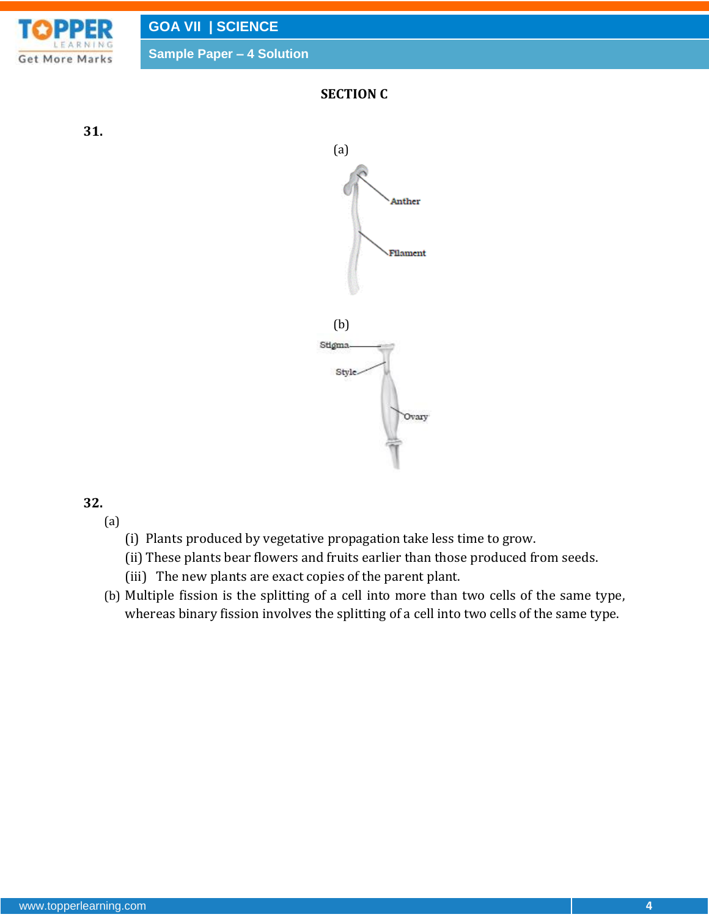## SECTION C

**31.**

(a)

Anther

Filament

(b)

Stigma

Style

Ovary

**32.**

(a)

(i) Plants produced by vegetative propagation take less time to grow.

(ii) These plants bear flowers and fruits earlier than those produced from seeds.

(iii) The new plants are exact copies of the parent plant.

(b) Multiple fission is the splitting of a cell into more than two cells of the same type, whereas binary fission involves the splitting of a cell into two cells of the same type.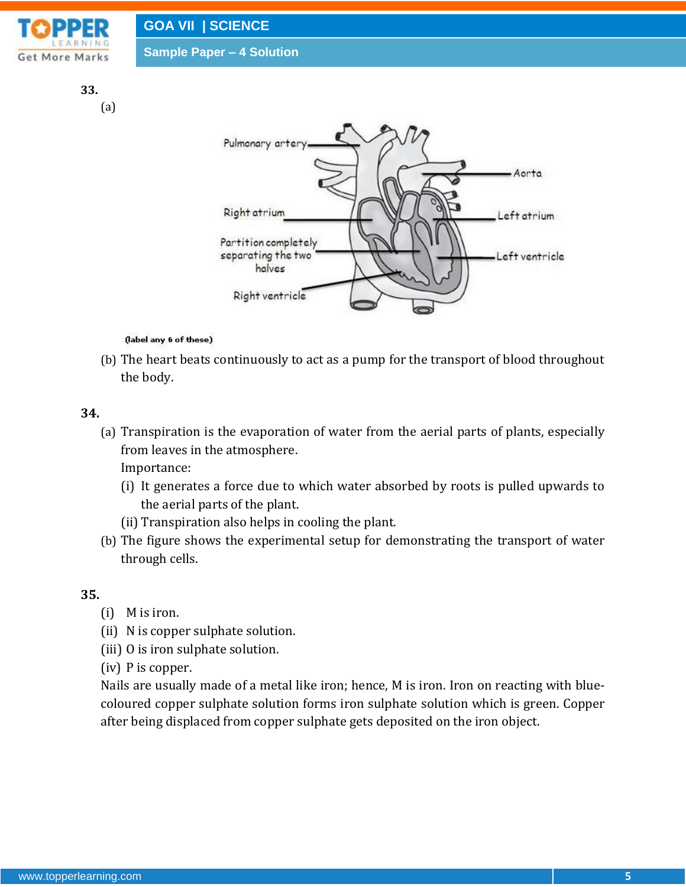**33.**

(a)

Pulmonary artery

Aorta

Right atrium

Left atrium

Partition completely separating the two halves

Left ventricle

Right ventricle

(label any 6 of these)

(b) The heart beats continuously to act as a pump for the transport of blood throughout the body.

**34.**

(a) Transpiration is the evaporation of water from the aerial parts of plants, especially from leaves in the atmosphere.

Importance:

(i) It generates a force due to which water absorbed by roots is pulled upwards to the aerial parts of the plant.

(ii) Transpiration also helps in cooling the plant.

(b) The figure shows the experimental setup for demonstrating the transport of water through cells.

**35.**

(i) M is iron.

(ii) N is copper sulphate solution.

(iii) O is iron sulphate solution.

(iv) P is copper.

Nails are usually made of a metal like iron; hence, M is iron. Iron on reacting with blue-coloured copper sulphate solution forms iron sulphate solution which is green. Copper after being displaced from copper sulphate gets deposited on the iron object.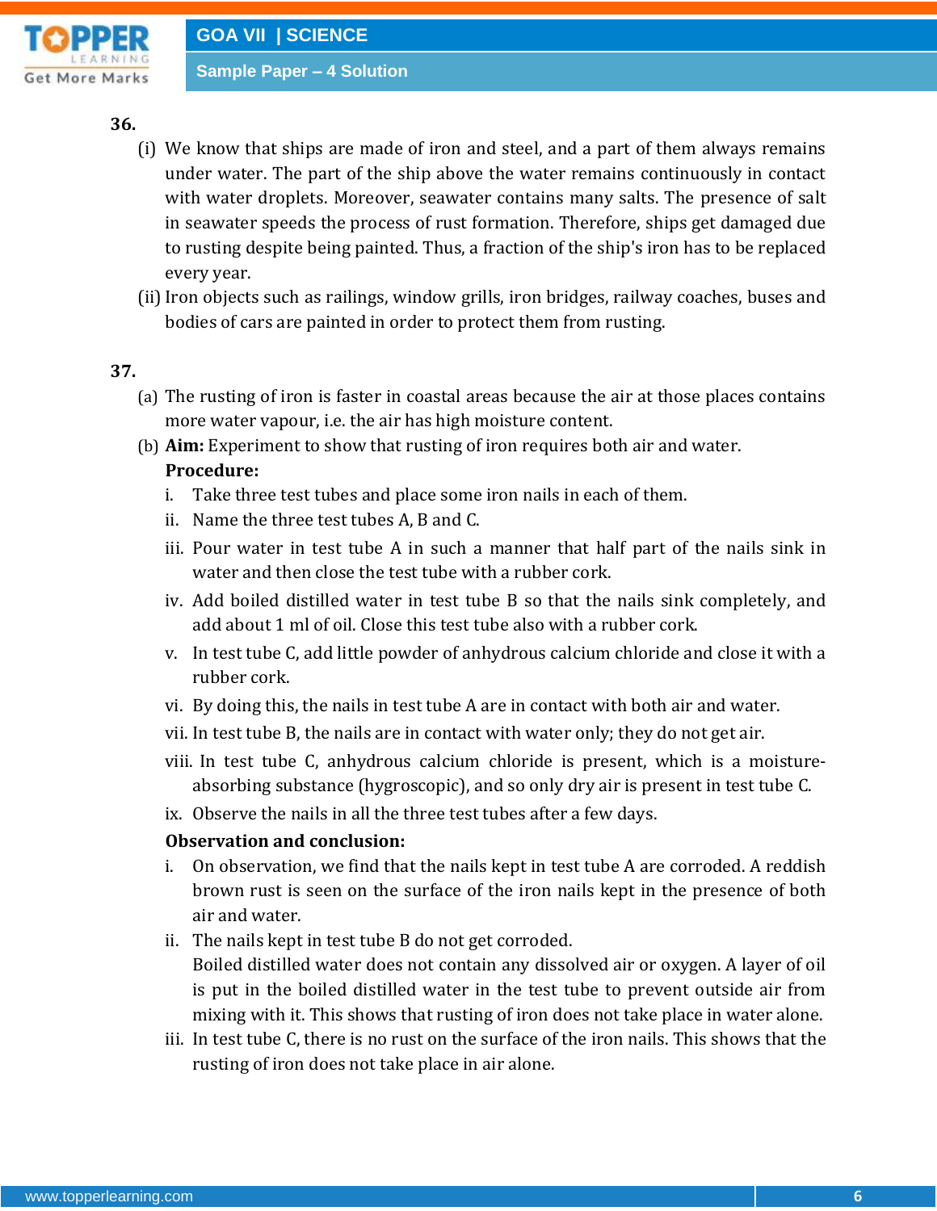**36.**

(i) We know that ships are made of iron and steel, and a part of them always remains under water. The part of the ship above the water remains continuously in contact with water droplets. Moreover, seawater contains many salts. The presence of salt in seawater speeds the process of rust formation. Therefore, ships get damaged due to rusting despite being painted. Thus, a fraction of the ship's iron has to be replaced every year.

(ii) Iron objects such as railings, window grills, iron bridges, railway coaches, buses and bodies of cars are painted in order to protect them from rusting.

**37.**

(a) The rusting of iron is faster in coastal areas because the air at those places contains more water vapour, i.e. the air has high moisture content.

(b) **Aim:** Experiment to show that rusting of iron requires both air and water.

**Procedure:**

i. Take three test tubes and place some iron nails in each of them.
ii. Name the three test tubes A, B and C.
iii. Pour water in test tube A in such a manner that half part of the nails sink in water and then close the test tube with a rubber cork.
iv. Add boiled distilled water in test tube B so that the nails sink completely, and add about 1 ml of oil. Close this test tube also with a rubber cork.
v. In test tube C, add little powder of anhydrous calcium chloride and close it with a rubber cork.
vi. By doing this, the nails in test tube A are in contact with both air and water.
vii. In test tube B, the nails are in contact with water only; they do not get air.
viii. In test tube C, anhydrous calcium chloride is present, which is a moisture-absorbing substance (hygroscopic), and so only dry air is present in test tube C.
ix. Observe the nails in all the three test tubes after a few days.

**Observation and conclusion:**

i. On observation, we find that the nails kept in test tube A are corroded. A reddish brown rust is seen on the surface of the iron nails kept in the presence of both air and water.
ii. The nails kept in test tube B do not get corroded.
Boiled distilled water does not contain any dissolved air or oxygen. A layer of oil is put in the boiled distilled water in the test tube to prevent outside air from mixing with it. This shows that rusting of iron does not take place in water alone.
iii. In test tube C, there is no rust on the surface of the iron nails. This shows that the rusting of iron does not take place in air alone.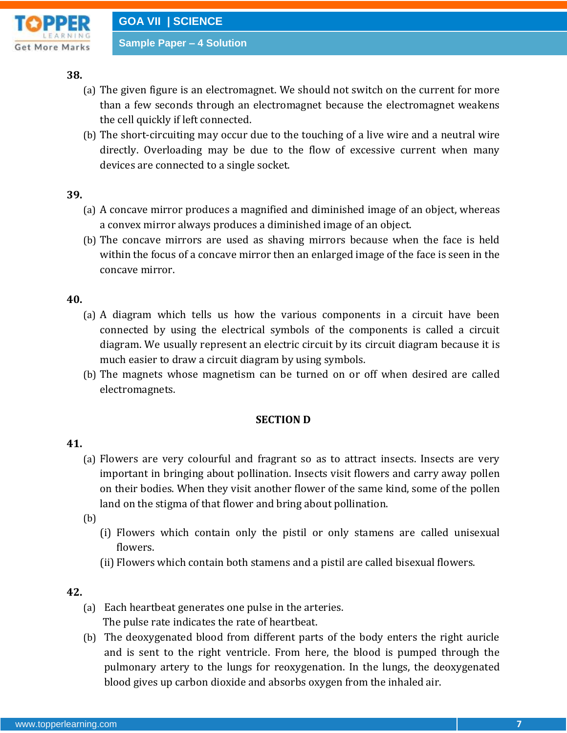**38.**

(a) The given figure is an electromagnet. We should not switch on the current for more than a few seconds through an electromagnet because the electromagnet weakens the cell quickly if left connected.

(b) The short-circuiting may occur due to the touching of a live wire and a neutral wire directly. Overloading may be due to the flow of excessive current when many devices are connected to a single socket.

**39.**

(a) A concave mirror produces a magnified and diminished image of an object, whereas a convex mirror always produces a diminished image of an object.

(b) The concave mirrors are used as shaving mirrors because when the face is held within the focus of a concave mirror then an enlarged image of the face is seen in the concave mirror.

**40.**

(a) A diagram which tells us how the various components in a circuit have been connected by using the electrical symbols of the components is called a circuit diagram. We usually represent an electric circuit by its circuit diagram because it is much easier to draw a circuit diagram by using symbols.

(b) The magnets whose magnetism can be turned on or off when desired are called electromagnets.

## SECTION D

**41.**

(a) Flowers are very colourful and fragrant so as to attract insects. Insects are very important in bringing about pollination. Insects visit flowers and carry away pollen on their bodies. When they visit another flower of the same kind, some of the pollen land on the stigma of that flower and bring about pollination.

(b)

(i) Flowers which contain only the pistil or only stamens are called unisexual flowers.

(ii) Flowers which contain both stamens and a pistil are called bisexual flowers.

**42.**

(a) Each heartbeat generates one pulse in the arteries.
The pulse rate indicates the rate of heartbeat.

(b) The deoxygenated blood from different parts of the body enters the right auricle and is sent to the right ventricle. From here, the blood is pumped through the pulmonary artery to the lungs for reoxygenation. In the lungs, the deoxygenated blood gives up carbon dioxide and absorbs oxygen from the inhaled air.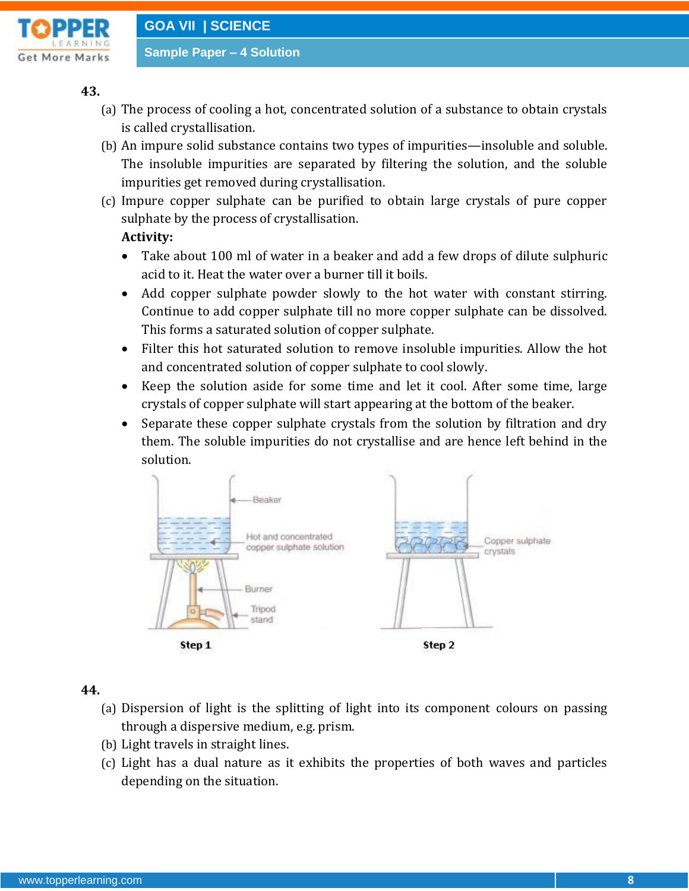**43.**

(a) The process of cooling a hot, concentrated solution of a substance to obtain crystals is called crystallisation.

(b) An impure solid substance contains two types of impurities—insoluble and soluble. The insoluble impurities are separated by filtering the solution, and the soluble impurities get removed during crystallisation.

(c) Impure copper sulphate can be purified to obtain large crystals of pure copper sulphate by the process of crystallisation.

**Activity:**

- Take about 100 ml of water in a beaker and add a few drops of dilute sulphuric acid to it. Heat the water over a burner till it boils.
- Add copper sulphate powder slowly to the hot water with constant stirring. Continue to add copper sulphate till no more copper sulphate can be dissolved. This forms a saturated solution of copper sulphate.
- Filter this hot saturated solution to remove insoluble impurities. Allow the hot and concentrated solution of copper sulphate to cool slowly.
- Keep the solution aside for some time and let it cool. After some time, large crystals of copper sulphate will start appearing at the bottom of the beaker.
- Separate these copper sulphate crystals from the solution by filtration and dry them. The soluble impurities do not crystallise and are hence left behind in the solution.

Beaker

Hot and concentrated copper sulphate solution

Burner

Tripod stand

Step 1

Copper sulphate crystals

Step 2

**44.**

(a) Dispersion of light is the splitting of light into its component colours on passing through a dispersive medium, e.g. prism.

(b) Light travels in straight lines.

(c) Light has a dual nature as it exhibits the properties of both waves and particles depending on the situation.